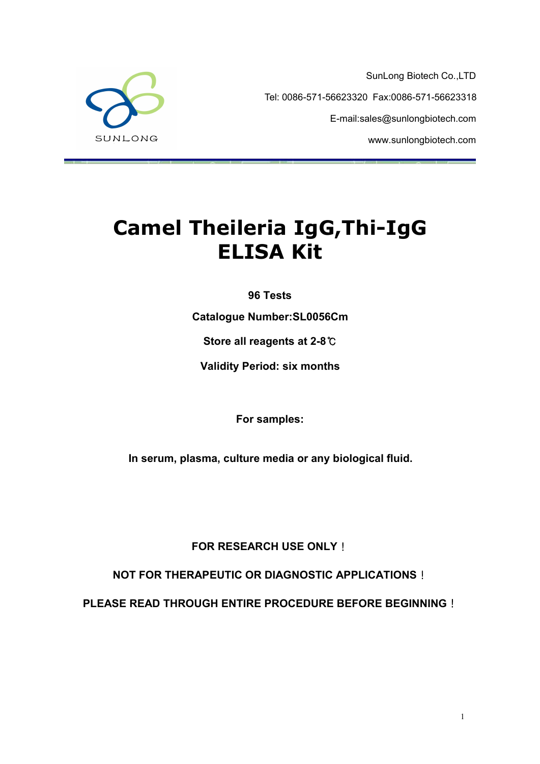SunLong Biotech Co.,LTD

Tel: 0086-571-56623320 Fax:0086-571-56623318

E-mail:sales@sunlongbiotech.com

www.sunlongbiotech.com

# Camel Theileria IgG,Thi-IgG ELISA Kit

**96 Tests**

**Catalogue Number:SL0056Cm**

**Store all reagents at 2-8℃**

**Validity Period: six months**

**For samples:**

**In serum, plasma, culture media or any biological fluid.**

**FOR RESEARCH USE ONLY！**

**NOT FOR THERAPEUTIC OR DIAGNOSTIC APPLICATIONS！**

**PLEASE READ THROUGH ENTIRE PROCEDURE BEFORE BEGINNING！**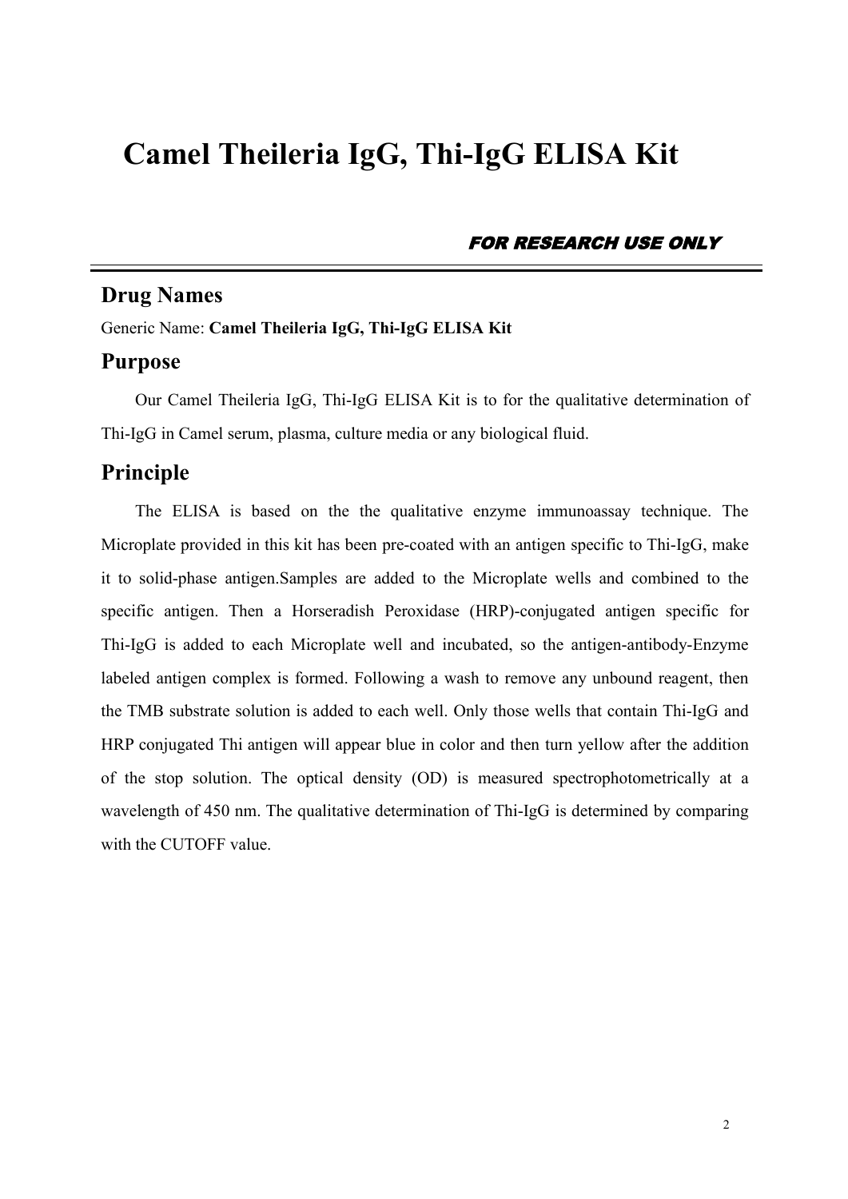# Camel Theileria IgG, Thi-IgG ELISA Kit

***FOR RESEARCH USE ONLY***

## Drug Names

Generic Name: **Camel Theileria IgG, Thi-IgG ELISA Kit**

## Purpose

Our Camel Theileria IgG, Thi-IgG ELISA Kit is to for the qualitative determination of Thi-IgG in Camel serum, plasma, culture media or any biological fluid.

## Principle

The ELISA is based on the the qualitative enzyme immunoassay technique. The Microplate provided in this kit has been pre-coated with an antigen specific to Thi-IgG, make it to solid-phase antigen.Samples are added to the Microplate wells and combined to the specific antigen. Then a Horseradish Peroxidase (HRP)-conjugated antigen specific for Thi-IgG is added to each Microplate well and incubated, so the antigen-antibody-Enzyme labeled antigen complex is formed. Following a wash to remove any unbound reagent, then the TMB substrate solution is added to each well. Only those wells that contain Thi-IgG and HRP conjugated Thi antigen will appear blue in color and then turn yellow after the addition of the stop solution. The optical density (OD) is measured spectrophotometrically at a wavelength of 450 nm. The qualitative determination of Thi-IgG is determined by comparing with the CUTOFF value.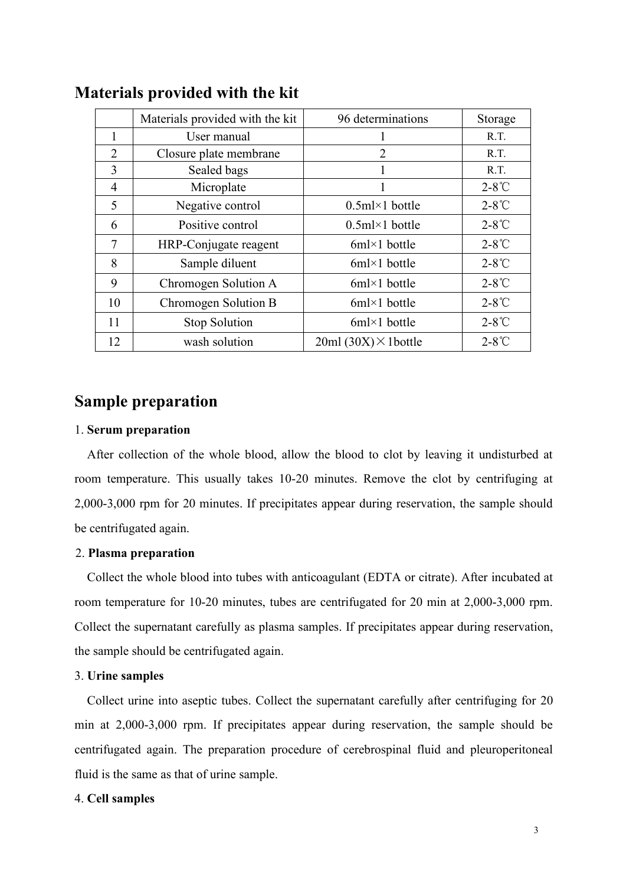## Materials provided with the kit

| | Materials provided with the kit | 96 determinations | Storage |
|---|---|---|---|
| 1 | User manual | 1 | R.T. |
| 2 | Closure plate membrane | 2 | R.T. |
| 3 | Sealed bags | 1 | R.T. |
| 4 | Microplate | 1 | 2-8℃ |
| 5 | Negative control | 0.5ml×1 bottle | 2-8℃ |
| 6 | Positive control | 0.5ml×1 bottle | 2-8℃ |
| 7 | HRP-Conjugate reagent | 6ml×1 bottle | 2-8℃ |
| 8 | Sample diluent | 6ml×1 bottle | 2-8℃ |
| 9 | Chromogen Solution A | 6ml×1 bottle | 2-8℃ |
| 10 | Chromogen Solution B | 6ml×1 bottle | 2-8℃ |
| 11 | Stop Solution | 6ml×1 bottle | 2-8℃ |
| 12 | wash solution | 20ml (30X)×1bottle | 2-8℃ |

## Sample preparation

1. **Serum preparation**

After collection of the whole blood, allow the blood to clot by leaving it undisturbed at room temperature. This usually takes 10-20 minutes. Remove the clot by centrifuging at 2,000-3,000 rpm for 20 minutes. If precipitates appear during reservation, the sample should be centrifugated again.

2. **Plasma preparation**

Collect the whole blood into tubes with anticoagulant (EDTA or citrate). After incubated at room temperature for 10-20 minutes, tubes are centrifugated for 20 min at 2,000-3,000 rpm. Collect the supernatant carefully as plasma samples. If precipitates appear during reservation, the sample should be centrifugated again.

3. **Urine samples**

Collect urine into aseptic tubes. Collect the supernatant carefully after centrifuging for 20 min at 2,000-3,000 rpm. If precipitates appear during reservation, the sample should be centrifugated again. The preparation procedure of cerebrospinal fluid and pleuroperitoneal fluid is the same as that of urine sample.

4. **Cell samples**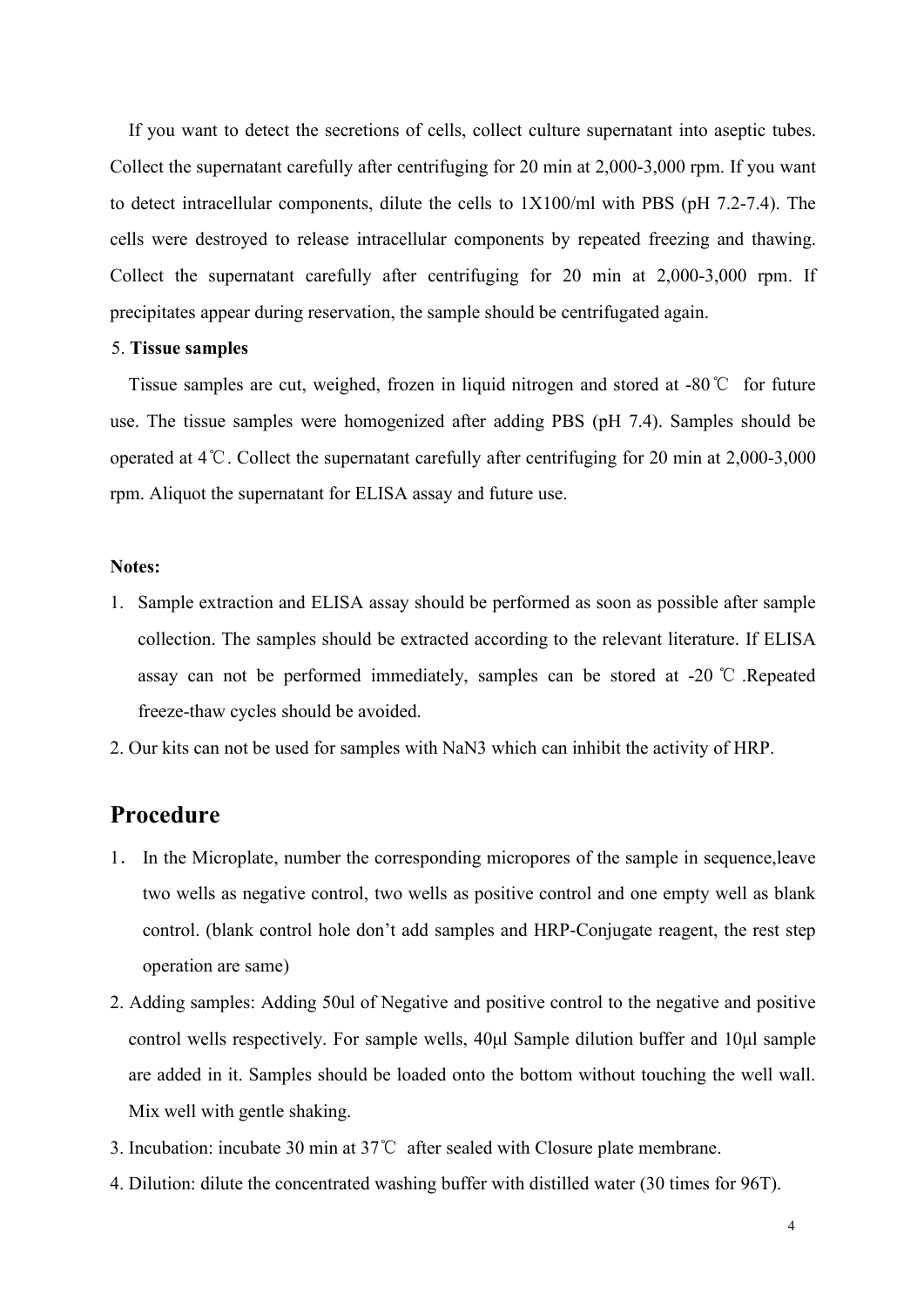If you want to detect the secretions of cells, collect culture supernatant into aseptic tubes. Collect the supernatant carefully after centrifuging for 20 min at 2,000-3,000 rpm. If you want to detect intracellular components, dilute the cells to 1X100/ml with PBS (pH 7.2-7.4). The cells were destroyed to release intracellular components by repeated freezing and thawing. Collect the supernatant carefully after centrifuging for 20 min at 2,000-3,000 rpm. If precipitates appear during reservation, the sample should be centrifugated again.

5. **Tissue samples**

Tissue samples are cut, weighed, frozen in liquid nitrogen and stored at -80℃ for future use. The tissue samples were homogenized after adding PBS (pH 7.4). Samples should be operated at 4℃. Collect the supernatant carefully after centrifuging for 20 min at 2,000-3,000 rpm. Aliquot the supernatant for ELISA assay and future use.

**Notes:**

1. Sample extraction and ELISA assay should be performed as soon as possible after sample collection. The samples should be extracted according to the relevant literature. If ELISA assay can not be performed immediately, samples can be stored at -20 ℃ .Repeated freeze-thaw cycles should be avoided.
2. Our kits can not be used for samples with $NaN_3$ which can inhibit the activity of HRP.

## Procedure

1. In the Microplate, number the corresponding micropores of the sample in sequence,leave two wells as negative control, two wells as positive control and one empty well as blank control. (blank control hole don't add samples and HRP-Conjugate reagent, the rest step operation are same)
2. Adding samples: Adding 50ul of Negative and positive control to the negative and positive control wells respectively. For sample wells, 40μl Sample dilution buffer and 10μl sample are added in it. Samples should be loaded onto the bottom without touching the well wall. Mix well with gentle shaking.
3. Incubation: incubate 30 min at 37℃ after sealed with Closure plate membrane.
4. Dilution: dilute the concentrated washing buffer with distilled water (30 times for 96T).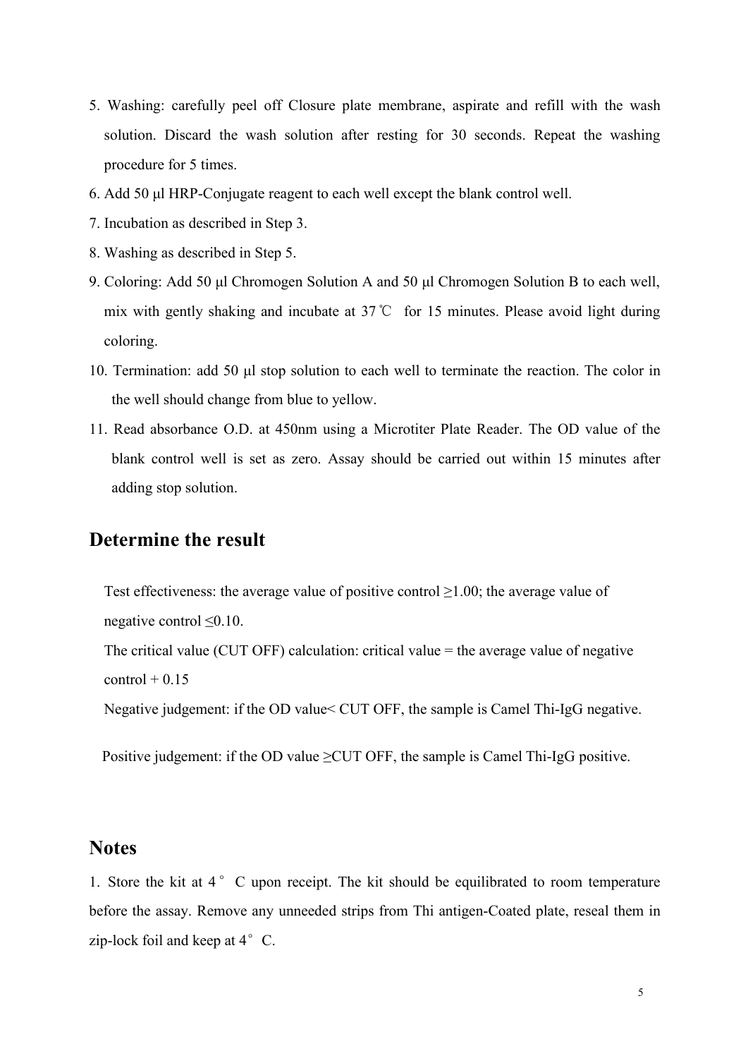5. Washing: carefully peel off Closure plate membrane, aspirate and refill with the wash solution. Discard the wash solution after resting for 30 seconds. Repeat the washing procedure for 5 times.
6. Add 50 μl HRP-Conjugate reagent to each well except the blank control well.
7. Incubation as described in Step 3.
8. Washing as described in Step 5.
9. Coloring: Add 50 μl Chromogen Solution A and 50 μl Chromogen Solution B to each well, mix with gently shaking and incubate at 37℃ for 15 minutes. Please avoid light during coloring.
10. Termination: add 50 μl stop solution to each well to terminate the reaction. The color in the well should change from blue to yellow.
11. Read absorbance O.D. at 450nm using a Microtiter Plate Reader. The OD value of the blank control well is set as zero. Assay should be carried out within 15 minutes after adding stop solution.

## Determine the result

Test effectiveness: the average value of positive control ≥1.00; the average value of negative control ≤0.10.

The critical value (CUT OFF) calculation: critical value = the average value of negative control + 0.15

Negative judgement: if the OD value< CUT OFF, the sample is Camel Thi-IgG negative.

Positive judgement: if the OD value ≥CUT OFF, the sample is Camel Thi-IgG positive.

## Notes

1. Store the kit at 4° C upon receipt. The kit should be equilibrated to room temperature before the assay. Remove any unneeded strips from Thi antigen-Coated plate, reseal them in zip-lock foil and keep at 4° C.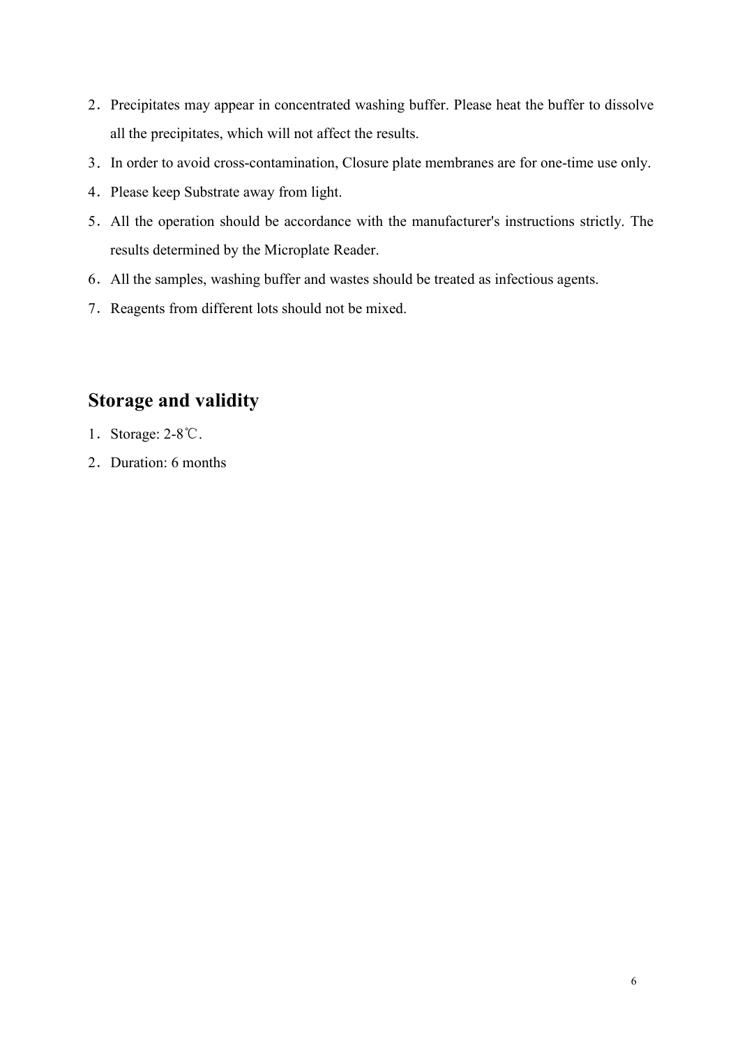2. Precipitates may appear in concentrated washing buffer. Please heat the buffer to dissolve all the precipitates, which will not affect the results.
3. In order to avoid cross-contamination, Closure plate membranes are for one-time use only.
4. Please keep Substrate away from light.
5. All the operation should be accordance with the manufacturer's instructions strictly. The results determined by the Microplate Reader.
6. All the samples, washing buffer and wastes should be treated as infectious agents.
7. Reagents from different lots should not be mixed.

## Storage and validity

1. Storage: 2-8℃.
2. Duration: 6 months